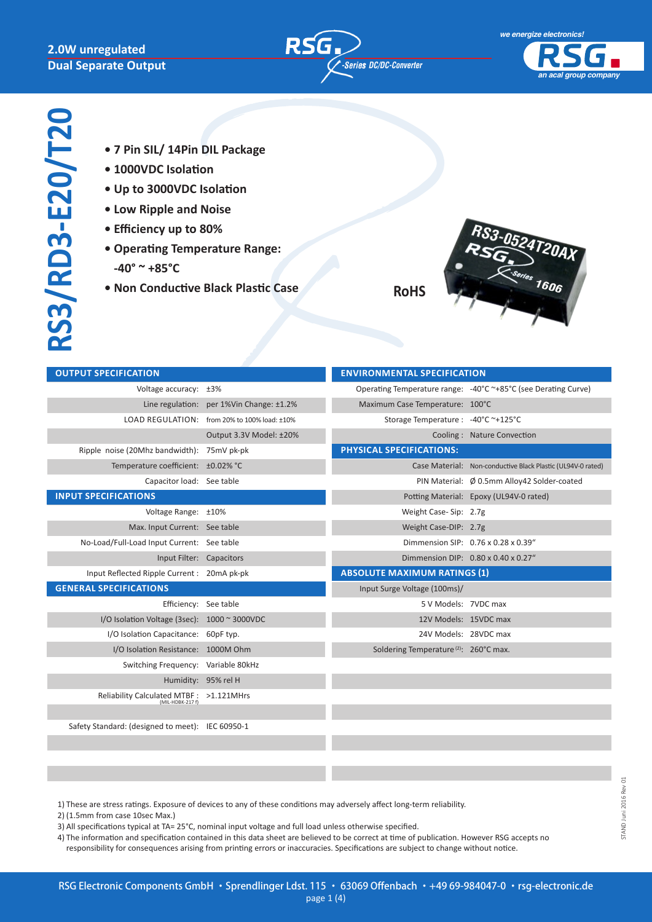**2.0W unregulated**
**Dual Separate Output**

# RS3/RD3-E20/T20

- **7 Pin SIL/ 14Pin DIL Package**
- **1000VDC Isolation**
- **Up to 3000VDC Isolation**
- **Low Ripple and Noise**
- **Efficiency up to 80%**
- **Operating Temperature Range: -40° ~ +85°C**
- **Non Conductive Black Plastic Case**

**RoHS**

## OUTPUT SPECIFICATION

| | |
|---|---|
| Voltage accuracy: | ±3% |
| Line regulation: | per 1%Vin Change: ±1.2% |
| LOAD REGULATION: | from 20% to 100% load: ±10% |
| | Output 3.3V Model: ±20% |
| Ripple noise (20Mhz bandwidth): | 75mV pk-pk |
| Temperature coefficient: | ±0.02% °C |
| Capacitor load: | See table |

## INPUT SPECIFICATIONS

| | |
|---|---|
| Voltage Range: | ±10% |
| Max. Input Current: | See table |
| No-Load/Full-Load Input Current: | See table |
| Input Filter: | Capacitors |
| Input Reflected Ripple Current : | 20mA pk-pk |

## GENERAL SPECIFICATIONS

| | |
|---|---|
| Efficiency: | See table |
| I/O Isolation Voltage (3sec): | 1000 ~ 3000VDC |
| I/O Isolation Capacitance: | 60pF typ. |
| I/O Isolation Resistance: | 1000M Ohm |
| Switching Frequency: | Variable 80kHz |
| Humidity: | 95% rel H |
| Reliability Calculated MTBF : (MIL-HDBK-217 f) | >1.121MHrs |
| Safety Standard: (designed to meet): | IEC 60950-1 |

## ENVIRONMENTAL SPECIFICATION

| | |
|---|---|
| Operating Temperature range: | -40°C ~+85°C (see Derating Curve) |
| Maximum Case Temperature: | 100°C |
| Storage Temperature : | -40°C ~+125°C |
| Cooling : | Nature Convection |

## PHYSICAL SPECIFICATIONS:

| | |
|---|---|
| Case Material: | Non-conductive Black Plastic (UL94V-0 rated) |
| PIN Material: | Ø 0.5mm Alloy42 Solder-coated |
| Potting Material: | Epoxy (UL94V-0 rated) |
| Weight Case- Sip: | 2.7g |
| Weight Case-DIP: | 2.7g |
| Dimmension SIP: | 0.76 x 0.28 x 0.39" |
| Dimmension DIP: | 0.80 x 0.40 x 0.27" |

## ABSOLUTE MAXIMUM RATINGS (1)

| | |
|---|---|
| Input Surge Voltage (100ms)/ | |
| 5 V Models: | 7VDC max |
| 12V Models: | 15VDC max |
| 24V Models: | 28VDC max |
| Soldering Temperature (2): | 260°C max. |

1) These are stress ratings. Exposure of devices to any of these conditions may adversely affect long-term reliability.
2) (1.5mm from case 10sec Max.)
3) All specifications typical at TA= 25°C, nominal input voltage and full load unless otherwise specified.
4) The information and specification contained in this data sheet are believed to be correct at time of publication. However RSG accepts no responsibility for consequences arising from printing errors or inaccuracies. Specifications are subject to change without notice.

RSG Electronic Components GmbH • Sprendlinger Ldst. 115 • 63069 Offenbach • +49 69-984047-0 • rsg-electronic.de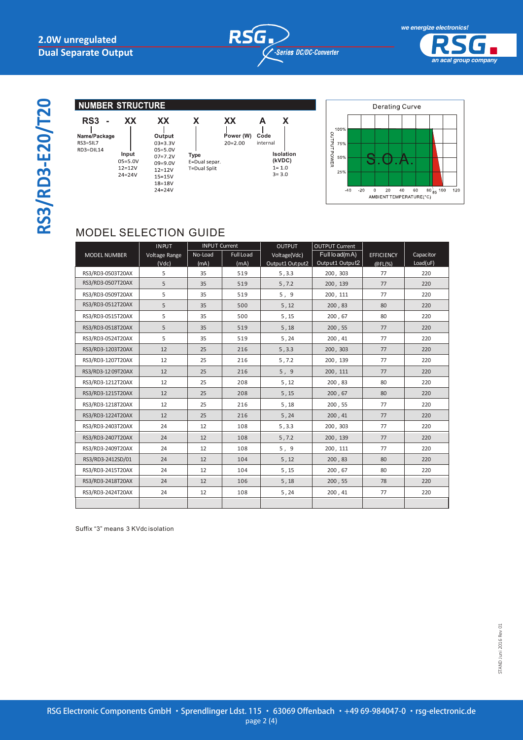# RS3/RD3-E20/T20

## NUMBER STRUCTURE

RS3 - XX XX X XX A X

- **Name/Package**: RS3=SIL7, RD3=DIL14
- **Input**: 05=5.0V, 12=12V, 24=24V
- **Output**: 03=3.3V, 05=5.0V, 07=7.2V, 09=9.0V, 12=12V, 15=15V, 18=18V, 24=24V
- **Type**: E=Dual separ., T=Dual Split
- **Power (W)**: 20=2.00
- **Code**: internal
- **Isolation (kVDC)**: 1= 1.0, 3= 3.0

Derating Curve

## MODEL SELECTION GUIDE

| MODEL NUMBER | INPUT Voltage Range (Vdc) | INPUT Current No-Load (mA) | INPUT Current Full Load (mA) | OUTPUT Voltage(Vdc) Output1 Output2 | OUTPUT Current Full load(mA) Output1 Output2 | EFFICIENCY @FL(%) | Capacitor Load(uF) |
|---|---|---|---|---|---|---|---|
| RS3/RD3-0503T20AX | 5 | 35 | 519 | 5 , 3.3 | 200 , 303 | 77 | 220 |
| RS3/RD3-0507T20AX | 5 | 35 | 519 | 5 , 7.2 | 200 , 139 | 77 | 220 |
| RS3/RD3-0509T20AX | 5 | 35 | 519 | 5 , 9 | 200 , 111 | 77 | 220 |
| RS3/RD3-0512T20AX | 5 | 35 | 500 | 5 , 12 | 200 , 83 | 80 | 220 |
| RS3/RD3-0515T20AX | 5 | 35 | 500 | 5 , 15 | 200 , 67 | 80 | 220 |
| RS3/RD3-0518T20AX | 5 | 35 | 519 | 5 , 18 | 200 , 55 | 77 | 220 |
| RS3/RD3-0524T20AX | 5 | 35 | 519 | 5 , 24 | 200 , 41 | 77 | 220 |
| RS3/RD3-1203T20AX | 12 | 25 | 216 | 5 , 3.3 | 200 , 303 | 77 | 220 |
| RS3/RD3-1207T20AX | 12 | 25 | 216 | 5 , 7.2 | 200 , 139 | 77 | 220 |
| RS3/RD3-1209T20AX | 12 | 25 | 216 | 5 , 9 | 200 , 111 | 77 | 220 |
| RS3/RD3-1212T20AX | 12 | 25 | 208 | 5 , 12 | 200 , 83 | 80 | 220 |
| RS3/RD3-1215T20AX | 12 | 25 | 208 | 5 , 15 | 200 , 67 | 80 | 220 |
| RS3/RD3-1218T20AX | 12 | 25 | 216 | 5 , 18 | 200 , 55 | 77 | 220 |
| RS3/RD3-1224T20AX | 12 | 25 | 216 | 5 , 24 | 200 , 41 | 77 | 220 |
| RS3/RD3-2403T20AX | 24 | 12 | 108 | 5 , 3.3 | 200 , 303 | 77 | 220 |
| RS3/RD3-2407T20AX | 24 | 12 | 108 | 5 , 7.2 | 200 , 139 | 77 | 220 |
| RS3/RD3-2409T20AX | 24 | 12 | 108 | 5 , 9 | 200 , 111 | 77 | 220 |
| RS3/RD3-2412SD/01 | 24 | 12 | 104 | 5 , 12 | 200 , 83 | 80 | 220 |
| RS3/RD3-2415T20AX | 24 | 12 | 104 | 5 , 15 | 200 , 67 | 80 | 220 |
| RS3/RD3-2418T20AX | 24 | 12 | 106 | 5 , 18 | 200 , 55 | 78 | 220 |
| RS3/RD3-2424T20AX | 24 | 12 | 108 | 5 , 24 | 200 , 41 | 77 | 220 |
| | | | | | | | |

Suffix "3" means 3 KVdc isolation

STAND Juni 2016 Rev 01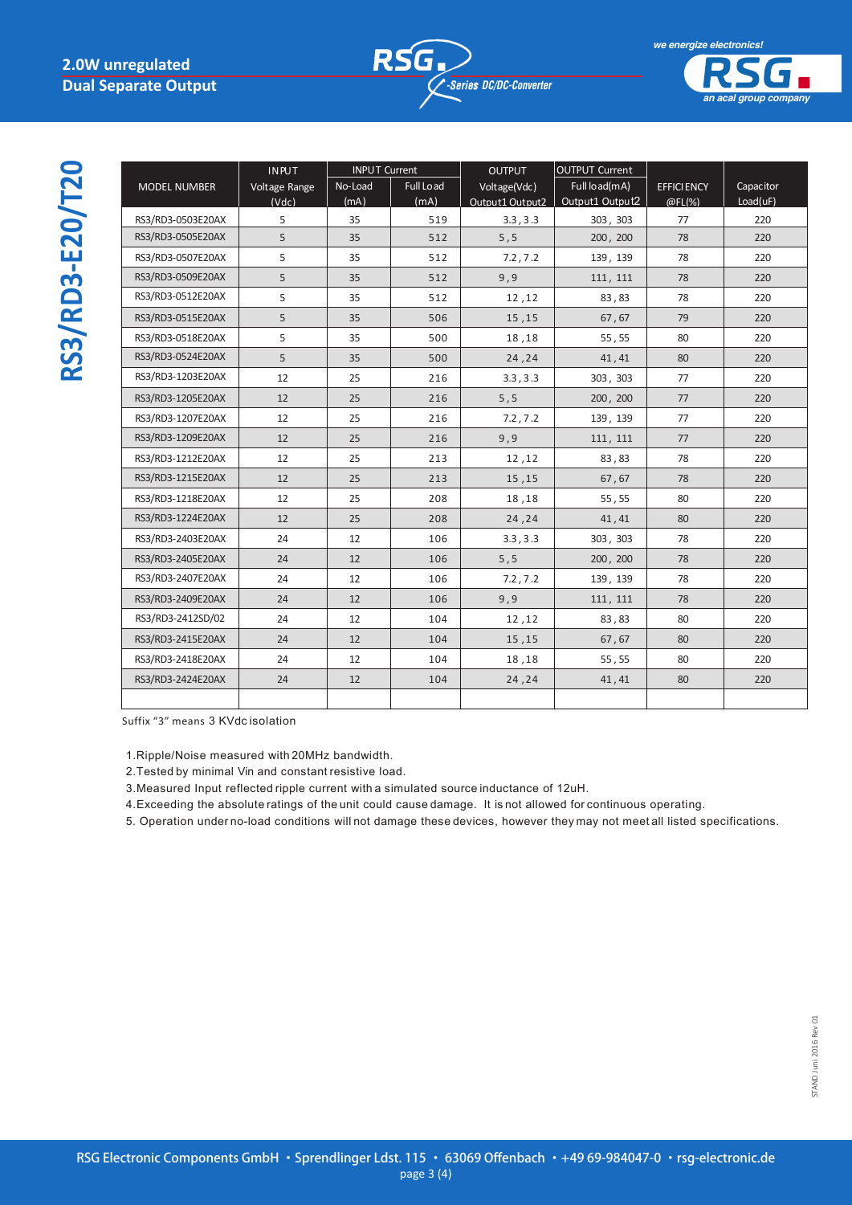# RS3/RD3-E20/T20

**2.0W unregulated**
**Dual Separate Output**

| MODEL NUMBER | INPUT Voltage Range (Vdc) | INPUT Current No-Load (mA) | INPUT Current Full Load (mA) | OUTPUT Voltage(Vdc) Output1 Output2 | OUTPUT Current Full load(mA) Output1 Output2 | EFFICIENCY @FL(%) | Capacitor Load(uF) |
|---|---|---|---|---|---|---|---|
| RS3/RD3-0503E20AX | 5 | 35 | 519 | 3.3 , 3.3 | 303 , 303 | 77 | 220 |
| RS3/RD3-0505E20AX | 5 | 35 | 512 | 5 , 5 | 200 , 200 | 78 | 220 |
| RS3/RD3-0507E20AX | 5 | 35 | 512 | 7.2 , 7.2 | 139 , 139 | 78 | 220 |
| RS3/RD3-0509E20AX | 5 | 35 | 512 | 9 , 9 | 111 , 111 | 78 | 220 |
| RS3/RD3-0512E20AX | 5 | 35 | 512 | 12 , 12 | 83 , 83 | 78 | 220 |
| RS3/RD3-0515E20AX | 5 | 35 | 506 | 15 , 15 | 67 , 67 | 79 | 220 |
| RS3/RD3-0518E20AX | 5 | 35 | 500 | 18 , 18 | 55 , 55 | 80 | 220 |
| RS3/RD3-0524E20AX | 5 | 35 | 500 | 24 , 24 | 41 , 41 | 80 | 220 |
| RS3/RD3-1203E20AX | 12 | 25 | 216 | 3.3 , 3.3 | 303 , 303 | 77 | 220 |
| RS3/RD3-1205E20AX | 12 | 25 | 216 | 5 , 5 | 200 , 200 | 77 | 220 |
| RS3/RD3-1207E20AX | 12 | 25 | 216 | 7.2 , 7.2 | 139 , 139 | 77 | 220 |
| RS3/RD3-1209E20AX | 12 | 25 | 216 | 9 , 9 | 111 , 111 | 77 | 220 |
| RS3/RD3-1212E20AX | 12 | 25 | 213 | 12 , 12 | 83 , 83 | 78 | 220 |
| RS3/RD3-1215E20AX | 12 | 25 | 213 | 15 , 15 | 67 , 67 | 78 | 220 |
| RS3/RD3-1218E20AX | 12 | 25 | 208 | 18 , 18 | 55 , 55 | 80 | 220 |
| RS3/RD3-1224E20AX | 12 | 25 | 208 | 24 , 24 | 41 , 41 | 80 | 220 |
| RS3/RD3-2403E20AX | 24 | 12 | 106 | 3.3 , 3.3 | 303 , 303 | 78 | 220 |
| RS3/RD3-2405E20AX | 24 | 12 | 106 | 5 , 5 | 200 , 200 | 78 | 220 |
| RS3/RD3-2407E20AX | 24 | 12 | 106 | 7.2 , 7.2 | 139 , 139 | 78 | 220 |
| RS3/RD3-2409E20AX | 24 | 12 | 106 | 9 , 9 | 111 , 111 | 78 | 220 |
| RS3/RD3-2412SD/02 | 24 | 12 | 104 | 12 , 12 | 83 , 83 | 80 | 220 |
| RS3/RD3-2415E20AX | 24 | 12 | 104 | 15 , 15 | 67 , 67 | 80 | 220 |
| RS3/RD3-2418E20AX | 24 | 12 | 104 | 18 , 18 | 55 , 55 | 80 | 220 |
| RS3/RD3-2424E20AX | 24 | 12 | 104 | 24 , 24 | 41 , 41 | 80 | 220 |
| | | | | | | | |

Suffix "3" means 3 KVdc isolation

1. Ripple/Noise measured with 20MHz bandwidth.
2. Tested by minimal Vin and constant resistive load.
3. Measured Input reflected ripple current with a simulated source inductance of 12uH.
4. Exceeding the absolute ratings of the unit could cause damage. It is not allowed for continuous operating.
5. Operation under no-load conditions will not damage these devices, however they may not meet all listed specifications.

STAND Juni 2016 Rev 01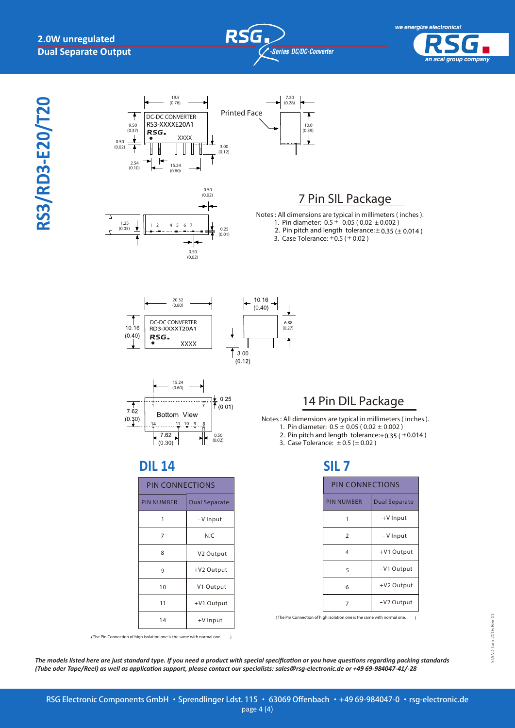**RS3/RD3-E20/T20**

DC-DC CONVERTER
RS3-XXXXE20A1
RSG.
XXXX

19.5
(0.76)

9.50
(0.37)

0.50
(0.02)

2.54
(0.10)

15.24
(0.60)

3.00
(0.12)

Printed Face

7.20
(0.28)

10.0
(0.39)

0.50
(0.02)

1.25
(0.05)

1 2 4 5 6 7

0.25
(0.01)

0.50
(0.02)

## 7 Pin SIL Package

Notes : All dimensions are typical in millimeters ( inches ).
1. Pin diameter: 0.5 ± 0.05 ( 0.02 ± 0.002 )
2. Pin pitch and length tolerance: ± 0.35 (± 0.014 )
3. Case Tolerance: ±0.5 (± 0.02 )

DC-DC CONVERTER
RD3-XXXXT20A1
RSG.
XXXX

20.32
(0.80)

10.16
(0.40)

10.16
(0.40)

6.88
(0.27)

3.00
(0.12)

15.24
(0.60)

0.25
(0.01)

7.62
(0.30)

Bottom View

1 7
14 11 10 9 8

7.62
(0.30)

0.50
(0.02)

## 14 Pin DIL Package

Notes : All dimensions are typical in millimeters ( inches ).
1. Pin diameter: 0.5 ± 0.05 ( 0.02 ± 0.002 )
2. Pin pitch and length tolerance: ±0.35 ( ±0.014 )
3. Case Tolerance: ± 0.5 (± 0.02 )

## DIL 14

| PIN CONNECTIONS | |
|---|---|
| PIN NUMBER | Dual Separate |
| 1 | −V Input |
| 7 | N.C |
| 8 | −V2 Output |
| 9 | +V2 Output |
| 10 | −V1 Output |
| 11 | +V1 Output |
| 14 | +V Input |

(The Pin Connection of high isolation one is the same with normal one. )

## SIL 7

| PIN CONNECTIONS | |
|---|---|
| PIN NUMBER | Dual Separate |
| 1 | +V Input |
| 2 | −V Input |
| 4 | +V1 Output |
| 5 | −V1 Output |
| 6 | +V2 Output |
| 7 | −V2 Output |

(The Pin Connection of high isolation one is the same with normal one. )

*The models listed here are just standard type. If you need a product with special specification or you have questions regarding packing standards (Tube oder Tape/Reel) as well as application support, please contact our specialists: sales@rsg-electronic.de or +49 69-984047-41/-28*

STAND Juni 2016 Rev 01